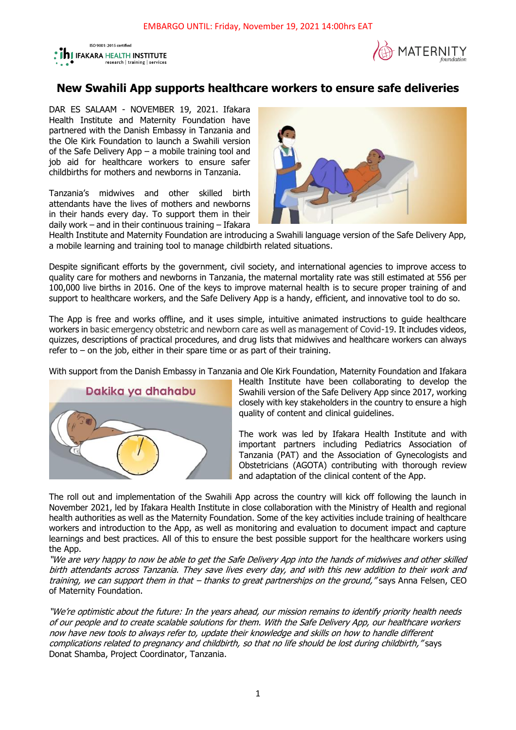EMBARGO UNTIL: Friday, November 19, 2021 14:00hrs EAT

# New Swahili App supports healthcare workers to ensure safe deliveries

DAR ES SALAAM - NOVEMBER 19, 2021. Ifakara Health Institute and Maternity Foundation have partnered with the Danish Embassy in Tanzania and the Ole Kirk Foundation to launch a Swahili version of the Safe Delivery App – a mobile training tool and job aid for healthcare workers to ensure safer childbirths for mothers and newborns in Tanzania.

Tanzania's midwives and other skilled birth attendants have the lives of mothers and newborns in their hands every day. To support them in their daily work – and in their continuous training – Ifakara Health Institute and Maternity Foundation are introducing a Swahili language version of the Safe Delivery App, a mobile learning and training tool to manage childbirth related situations.

Despite significant efforts by the government, civil society, and international agencies to improve access to quality care for mothers and newborns in Tanzania, the maternal mortality rate was still estimated at 556 per 100,000 live births in 2016. One of the keys to improve maternal health is to secure proper training of and support to healthcare workers, and the Safe Delivery App is a handy, efficient, and innovative tool to do so.

The App is free and works offline, and it uses simple, intuitive animated instructions to guide healthcare workers in basic emergency obstetric and newborn care as well as management of Covid-19. It includes videos, quizzes, descriptions of practical procedures, and drug lists that midwives and healthcare workers can always refer to – on the job, either in their spare time or as part of their training.

With support from the Danish Embassy in Tanzania and Ole Kirk Foundation, Maternity Foundation and Ifakara Health Institute have been collaborating to develop the Swahili version of the Safe Delivery App since 2017, working closely with key stakeholders in the country to ensure a high quality of content and clinical guidelines.

The work was led by Ifakara Health Institute and with important partners including Pediatrics Association of Tanzania (PAT) and the Association of Gynecologists and Obstetricians (AGOTA) contributing with thorough review and adaptation of the clinical content of the App.

The roll out and implementation of the Swahili App across the country will kick off following the launch in November 2021, led by Ifakara Health Institute in close collaboration with the Ministry of Health and regional health authorities as well as the Maternity Foundation. Some of the key activities include training of healthcare workers and introduction to the App, as well as monitoring and evaluation to document impact and capture learnings and best practices. All of this to ensure the best possible support for the healthcare workers using the App.

*"We are very happy to now be able to get the Safe Delivery App into the hands of midwives and other skilled birth attendants across Tanzania. They save lives every day, and with this new addition to their work and training, we can support them in that – thanks to great partnerships on the ground,"* says Anna Felsen, CEO of Maternity Foundation.

*"We're optimistic about the future: In the years ahead, our mission remains to identify priority health needs of our people and to create scalable solutions for them. With the Safe Delivery App, our healthcare workers now have new tools to always refer to, update their knowledge and skills on how to handle different complications related to pregnancy and childbirth, so that no life should be lost during childbirth,"* says Donat Shamba, Project Coordinator, Tanzania.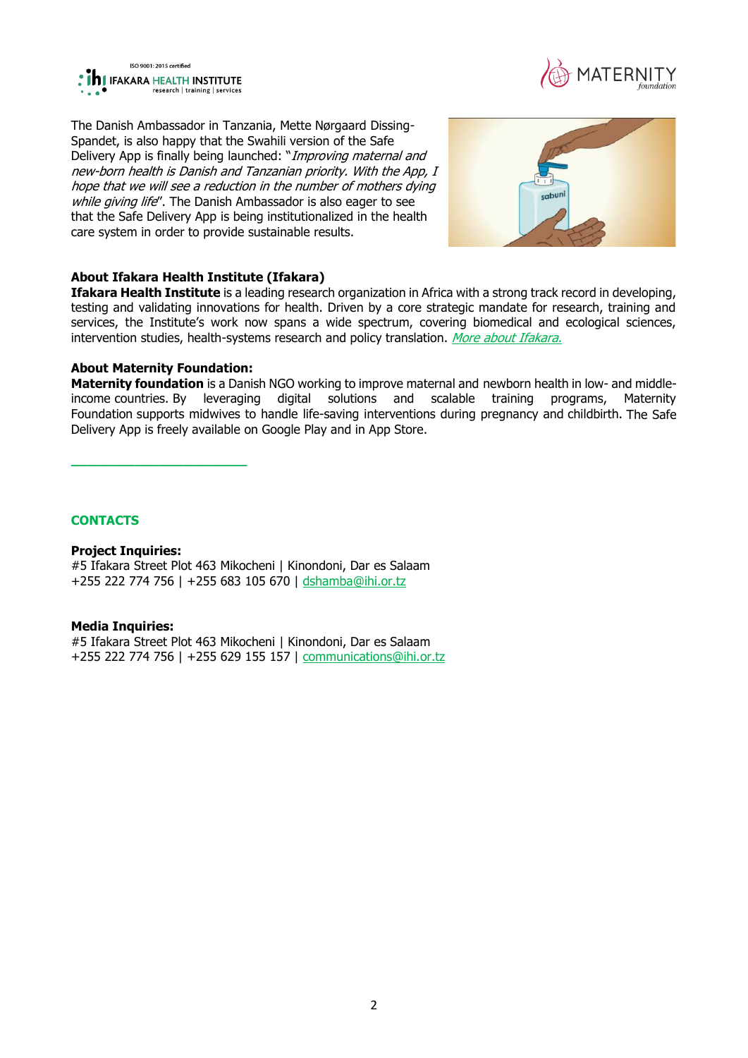The Danish Ambassador in Tanzania, Mette Nørgaard Dissing-Spandet, is also happy that the Swahili version of the Safe Delivery App is finally being launched: "*Improving maternal and new-born health is Danish and Tanzanian priority. With the App, I hope that we will see a reduction in the number of mothers dying while giving life*". The Danish Ambassador is also eager to see that the Safe Delivery App is being institutionalized in the health care system in order to provide sustainable results.

**About Ifakara Health Institute (Ifakara)**
**Ifakara Health Institute** is a leading research organization in Africa with a strong track record in developing, testing and validating innovations for health. Driven by a core strategic mandate for research, training and services, the Institute's work now spans a wide spectrum, covering biomedical and ecological sciences, intervention studies, health-systems research and policy translation. *More about Ifakara.*

**About Maternity Foundation:**
**Maternity foundation** is a Danish NGO working to improve maternal and newborn health in low- and middle-income countries. By leveraging digital solutions and scalable training programs, Maternity Foundation supports midwives to handle life-saving interventions during pregnancy and childbirth. The Safe Delivery App is freely available on Google Play and in App Store.

______________________________

## CONTACTS

**Project Inquiries:**
#5 Ifakara Street Plot 463 Mikocheni | Kinondoni, Dar es Salaam
+255 222 774 756 | +255 683 105 670 | dshamba@ihi.or.tz

**Media Inquiries:**
#5 Ifakara Street Plot 463 Mikocheni | Kinondoni, Dar es Salaam
+255 222 774 756 | +255 629 155 157 | communications@ihi.or.tz